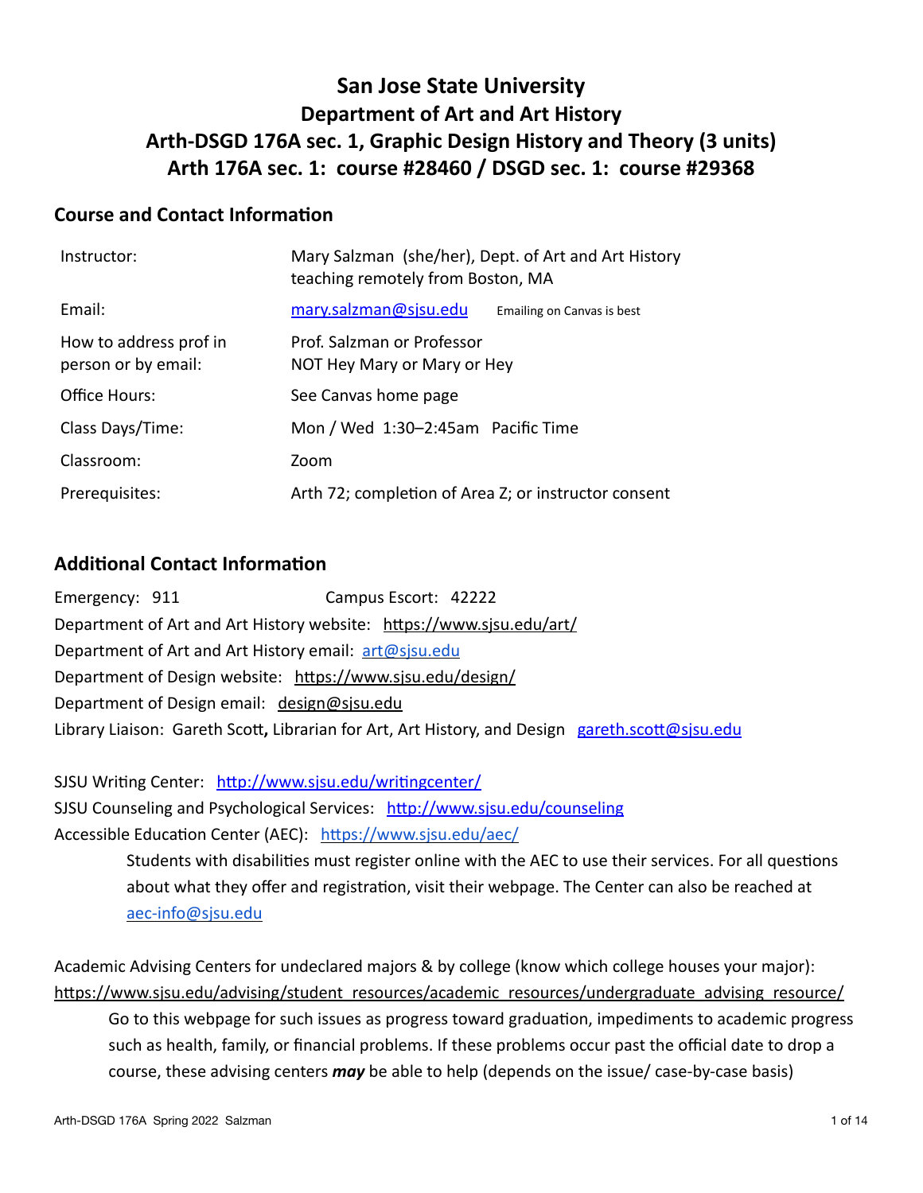# San Jose State University
# Department of Art and Art History
# Arth-DSGD 176A sec. 1, Graphic Design History and Theory (3 units)
# Arth 176A sec. 1: course #28460 / DSGD sec. 1: course #29368

## Course and Contact Information

| | |
|---|---|
| Instructor: | Mary Salzman (she/her), Dept. of Art and Art History<br>teaching remotely from Boston, MA |
| Email: | mary.salzman@sjsu.edu   Emailing on Canvas is best |
| How to address prof in person or by email: | Prof. Salzman or Professor<br>NOT Hey Mary or Mary or Hey |
| Office Hours: | See Canvas home page |
| Class Days/Time: | Mon / Wed 1:30–2:45am Pacific Time |
| Classroom: | Zoom |
| Prerequisites: | Arth 72; completion of Area Z; or instructor consent |

## Additional Contact Information

Emergency: 911   Campus Escort: 42222

Department of Art and Art History website: https://www.sjsu.edu/art/

Department of Art and Art History email: art@sjsu.edu

Department of Design website: https://www.sjsu.edu/design/

Department of Design email: design@sjsu.edu

Library Liaison: Gareth Scott**,** Librarian for Art, Art History, and Design gareth.scott@sjsu.edu

SJSU Writing Center: http://www.sjsu.edu/writingcenter/

SJSU Counseling and Psychological Services: http://www.sjsu.edu/counseling

Accessible Education Center (AEC): https://www.sjsu.edu/aec/

> Students with disabilities must register online with the AEC to use their services. For all questions about what they offer and registration, visit their webpage. The Center can also be reached at aec-info@sjsu.edu

Academic Advising Centers for undeclared majors & by college (know which college houses your major): https://www.sjsu.edu/advising/student_resources/academic_resources/undergraduate_advising_resource/

> Go to this webpage for such issues as progress toward graduation, impediments to academic progress such as health, family, or financial problems. If these problems occur past the official date to drop a course, these advising centers ***may*** be able to help (depends on the issue/ case-by-case basis)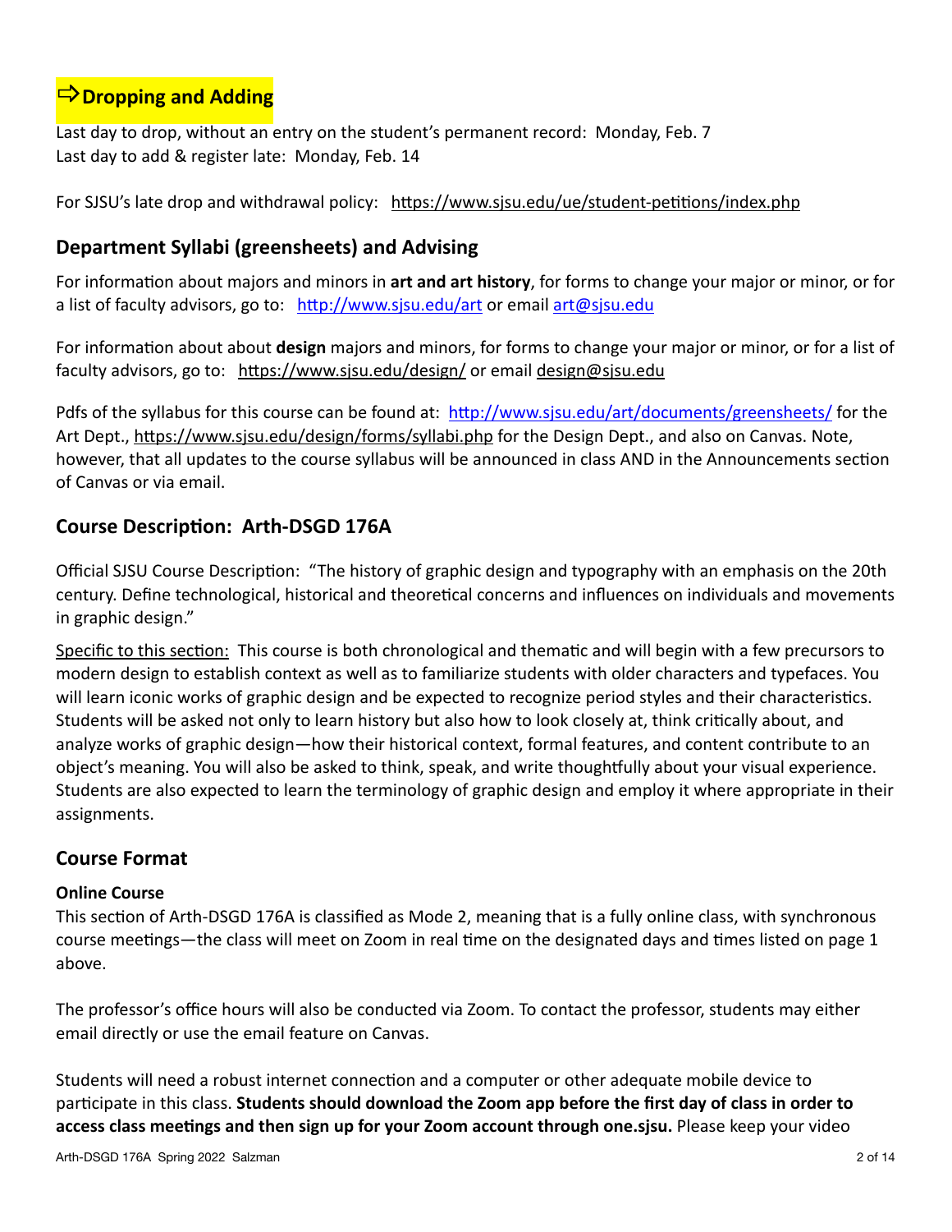## ⇨Dropping and Adding

Last day to drop, without an entry on the student's permanent record: Monday, Feb. 7
Last day to add & register late: Monday, Feb. 14

For SJSU's late drop and withdrawal policy: https://www.sjsu.edu/ue/student-petitions/index.php

## Department Syllabi (greensheets) and Advising

For information about majors and minors in **art and art history**, for forms to change your major or minor, or for a list of faculty advisors, go to: http://www.sjsu.edu/art or email art@sjsu.edu

For information about about **design** majors and minors, for forms to change your major or minor, or for a list of faculty advisors, go to: https://www.sjsu.edu/design/ or email design@sjsu.edu

Pdfs of the syllabus for this course can be found at: http://www.sjsu.edu/art/documents/greensheets/ for the Art Dept., https://www.sjsu.edu/design/forms/syllabi.php for the Design Dept., and also on Canvas. Note, however, that all updates to the course syllabus will be announced in class AND in the Announcements section of Canvas or via email.

## Course Description: Arth-DSGD 176A

Official SJSU Course Description: "The history of graphic design and typography with an emphasis on the 20th century. Define technological, historical and theoretical concerns and influences on individuals and movements in graphic design."

Specific to this section: This course is both chronological and thematic and will begin with a few precursors to modern design to establish context as well as to familiarize students with older characters and typefaces. You will learn iconic works of graphic design and be expected to recognize period styles and their characteristics. Students will be asked not only to learn history but also how to look closely at, think critically about, and analyze works of graphic design—how their historical context, formal features, and content contribute to an object's meaning. You will also be asked to think, speak, and write thoughtfully about your visual experience. Students are also expected to learn the terminology of graphic design and employ it where appropriate in their assignments.

## Course Format

### Online Course

This section of Arth-DSGD 176A is classified as Mode 2, meaning that is a fully online class, with synchronous course meetings—the class will meet on Zoom in real time on the designated days and times listed on page 1 above.

The professor's office hours will also be conducted via Zoom. To contact the professor, students may either email directly or use the email feature on Canvas.

Students will need a robust internet connection and a computer or other adequate mobile device to participate in this class. **Students should download the Zoom app before the first day of class in order to access class meetings and then sign up for your Zoom account through one.sjsu.** Please keep your video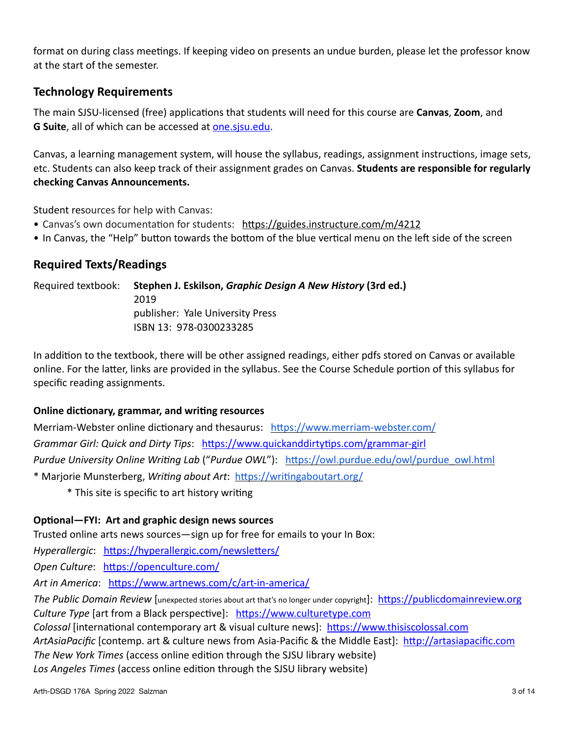format on during class meetings. If keeping video on presents an undue burden, please let the professor know at the start of the semester.

## Technology Requirements

The main SJSU-licensed (free) applications that students will need for this course are **Canvas**, **Zoom**, and **G Suite**, all of which can be accessed at one.sjsu.edu.

Canvas, a learning management system, will house the syllabus, readings, assignment instructions, image sets, etc. Students can also keep track of their assignment grades on Canvas. **Students are responsible for regularly checking Canvas Announcements.**

Student resources for help with Canvas:

- Canvas's own documentation for students: https://guides.instructure.com/m/4212
- In Canvas, the "Help" button towards the bottom of the blue vertical menu on the left side of the screen

## Required Texts/Readings

Required textbook: **Stephen J. Eskilson, *Graphic Design A New History* (3rd ed.)**
2019
publisher: Yale University Press
ISBN 13: 978-0300233285

In addition to the textbook, there will be other assigned readings, either pdfs stored on Canvas or available online. For the latter, links are provided in the syllabus. See the Course Schedule portion of this syllabus for specific reading assignments.

### Online dictionary, grammar, and writing resources

Merriam-Webster online dictionary and thesaurus: https://www.merriam-webster.com/
*Grammar Girl: Quick and Dirty Tips*: https://www.quickanddirtytips.com/grammar-girl
*Purdue University Online Writing Lab* ("*Purdue OWL*"): https://owl.purdue.edu/owl/purdue_owl.html
* Marjorie Munsterberg, *Writing about Art*: https://writingaboutart.org/
 * This site is specific to art history writing

### Optional—FYI: Art and graphic design news sources

Trusted online arts news sources—sign up for free for emails to your In Box:
*Hyperallergic*: https://hyperallergic.com/newsletters/
*Open Culture*: https://openculture.com/
*Art in America*: https://www.artnews.com/c/art-in-america/
*The Public Domain Review* [unexpected stories about art that's no longer under copyright]: https://publicdomainreview.org
*Culture Type* [art from a Black perspective]: https://www.culturetype.com
*Colossal* [international contemporary art & visual culture news]: https://www.thisiscolossal.com
*ArtAsiaPacific* [contemp. art & culture news from Asia-Pacific & the Middle East]: http://artasiapacific.com
*The New York Times* (access online edition through the SJSU library website)
*Los Angeles Times* (access online edition through the SJSU library website)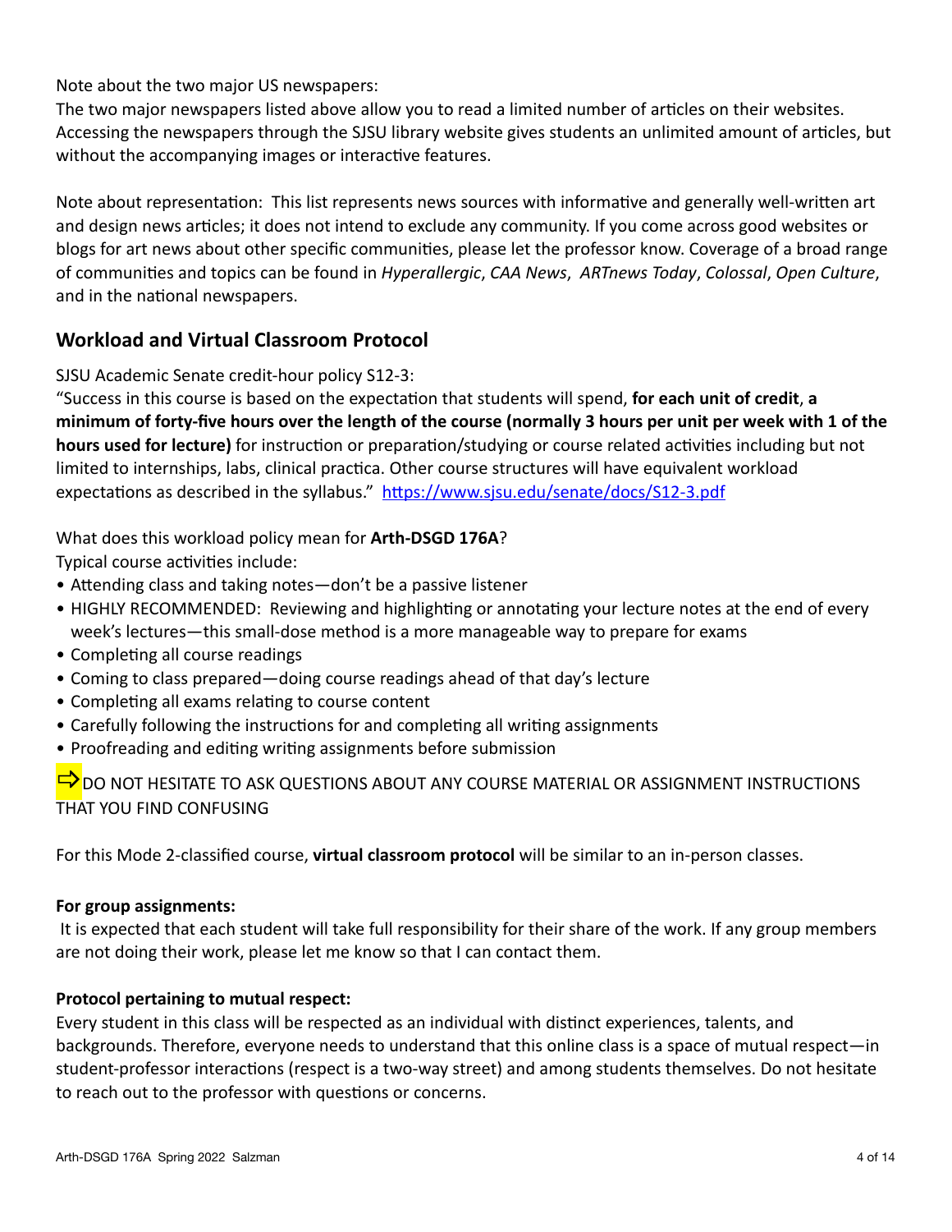Note about the two major US newspapers:
The two major newspapers listed above allow you to read a limited number of articles on their websites. Accessing the newspapers through the SJSU library website gives students an unlimited amount of articles, but without the accompanying images or interactive features.

Note about representation: This list represents news sources with informative and generally well-written art and design news articles; it does not intend to exclude any community. If you come across good websites or blogs for art news about other specific communities, please let the professor know. Coverage of a broad range of communities and topics can be found in *Hyperallergic*, *CAA News*, *ARTnews Today*, *Colossal*, *Open Culture*, and in the national newspapers.

## Workload and Virtual Classroom Protocol

SJSU Academic Senate credit-hour policy S12-3:
"Success in this course is based on the expectation that students will spend, **for each unit of credit**, **a minimum of forty-five hours over the length of the course (normally 3 hours per unit per week with 1 of the hours used for lecture)** for instruction or preparation/studying or course related activities including but not limited to internships, labs, clinical practica. Other course structures will have equivalent workload expectations as described in the syllabus." https://www.sjsu.edu/senate/docs/S12-3.pdf

What does this workload policy mean for **Arth-DSGD 176A**?
Typical course activities include:

- Attending class and taking notes—don't be a passive listener
- HIGHLY RECOMMENDED: Reviewing and highlighting or annotating your lecture notes at the end of every week's lectures—this small-dose method is a more manageable way to prepare for exams
- Completing all course readings
- Coming to class prepared—doing course readings ahead of that day's lecture
- Completing all exams relating to course content
- Carefully following the instructions for and completing all writing assignments
- Proofreading and editing writing assignments before submission

⇨ DO NOT HESITATE TO ASK QUESTIONS ABOUT ANY COURSE MATERIAL OR ASSIGNMENT INSTRUCTIONS THAT YOU FIND CONFUSING

For this Mode 2-classified course, **virtual classroom protocol** will be similar to an in-person classes.

**For group assignments:**
It is expected that each student will take full responsibility for their share of the work. If any group members are not doing their work, please let me know so that I can contact them.

**Protocol pertaining to mutual respect:**
Every student in this class will be respected as an individual with distinct experiences, talents, and backgrounds. Therefore, everyone needs to understand that this online class is a space of mutual respect—in student-professor interactions (respect is a two-way street) and among students themselves. Do not hesitate to reach out to the professor with questions or concerns.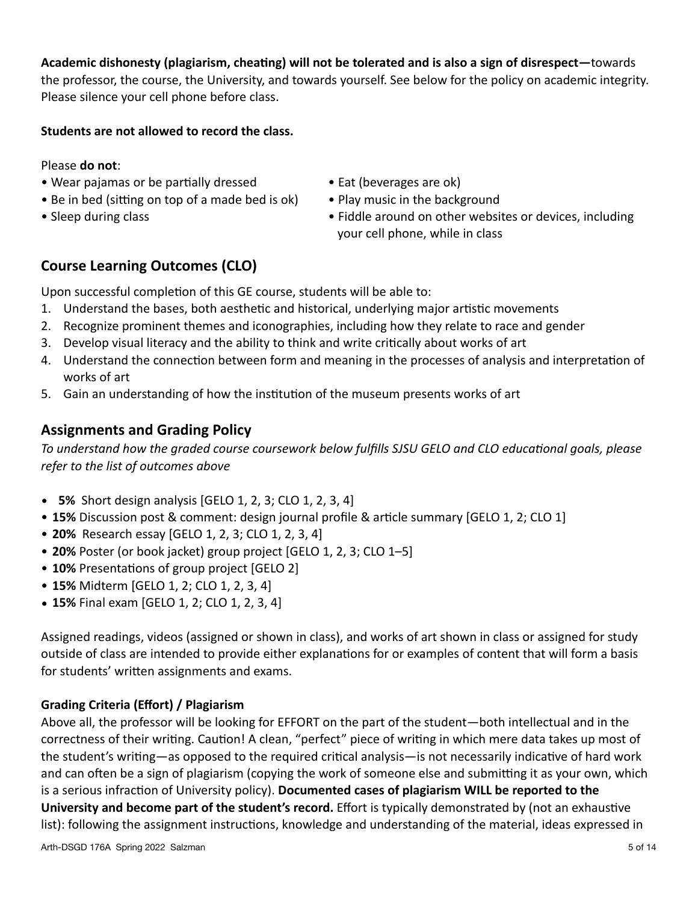**Academic dishonesty (plagiarism, cheating) will not be tolerated and is also a sign of disrespect—**towards the professor, the course, the University, and towards yourself. See below for the policy on academic integrity. Please silence your cell phone before class.

**Students are not allowed to record the class.**

Please **do not**:

- Wear pajamas or be partially dressed
- Be in bed (sitting on top of a made bed is ok)
- Sleep during class
- Eat (beverages are ok)
- Play music in the background
- Fiddle around on other websites or devices, including your cell phone, while in class

## Course Learning Outcomes (CLO)

Upon successful completion of this GE course, students will be able to:

1. Understand the bases, both aesthetic and historical, underlying major artistic movements
2. Recognize prominent themes and iconographies, including how they relate to race and gender
3. Develop visual literacy and the ability to think and write critically about works of art
4. Understand the connection between form and meaning in the processes of analysis and interpretation of works of art
5. Gain an understanding of how the institution of the museum presents works of art

## Assignments and Grading Policy

*To understand how the graded course coursework below fulfills SJSU GELO and CLO educational goals, please refer to the list of outcomes above*

- **5%** Short design analysis [GELO 1, 2, 3; CLO 1, 2, 3, 4]
- **15%** Discussion post & comment: design journal profile & article summary [GELO 1, 2; CLO 1]
- **20%** Research essay [GELO 1, 2, 3; CLO 1, 2, 3, 4]
- **20%** Poster (or book jacket) group project [GELO 1, 2, 3; CLO 1–5]
- **10%** Presentations of group project [GELO 2]
- **15%** Midterm [GELO 1, 2; CLO 1, 2, 3, 4]
- **15%** Final exam [GELO 1, 2; CLO 1, 2, 3, 4]

Assigned readings, videos (assigned or shown in class), and works of art shown in class or assigned for study outside of class are intended to provide either explanations for or examples of content that will form a basis for students' written assignments and exams.

### Grading Criteria (Effort) / Plagiarism

Above all, the professor will be looking for EFFORT on the part of the student—both intellectual and in the correctness of their writing. Caution! A clean, "perfect" piece of writing in which mere data takes up most of the student's writing—as opposed to the required critical analysis—is not necessarily indicative of hard work and can often be a sign of plagiarism (copying the work of someone else and submitting it as your own, which is a serious infraction of University policy). **Documented cases of plagiarism WILL be reported to the University and become part of the student's record.** Effort is typically demonstrated by (not an exhaustive list): following the assignment instructions, knowledge and understanding of the material, ideas expressed in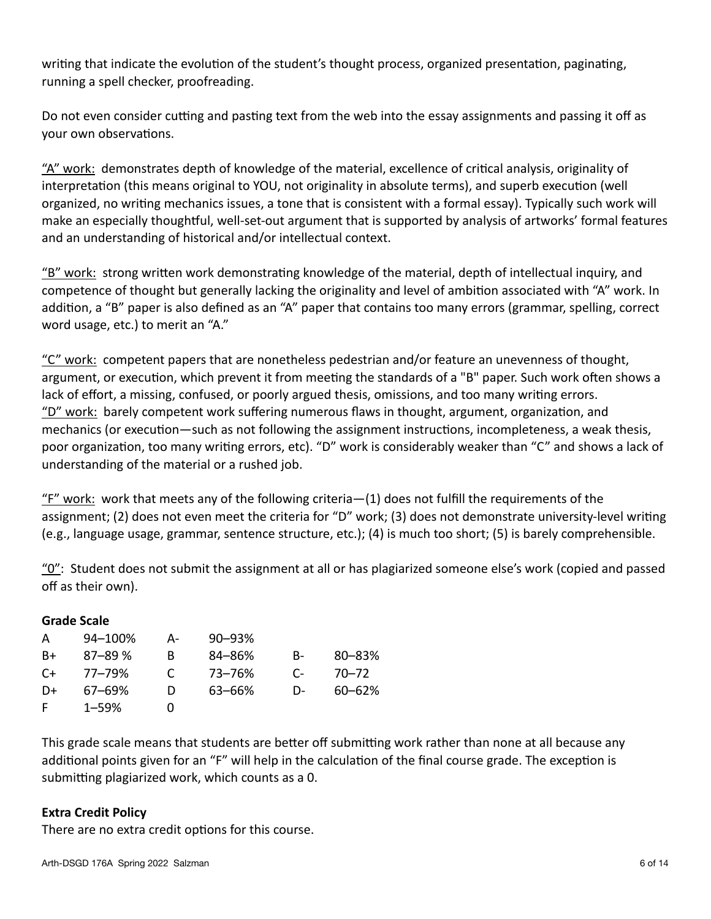writing that indicate the evolution of the student's thought process, organized presentation, paginating, running a spell checker, proofreading.

Do not even consider cutting and pasting text from the web into the essay assignments and passing it off as your own observations.

"A" work: demonstrates depth of knowledge of the material, excellence of critical analysis, originality of interpretation (this means original to YOU, not originality in absolute terms), and superb execution (well organized, no writing mechanics issues, a tone that is consistent with a formal essay). Typically such work will make an especially thoughtful, well-set-out argument that is supported by analysis of artworks' formal features and an understanding of historical and/or intellectual context.

"B" work: strong written work demonstrating knowledge of the material, depth of intellectual inquiry, and competence of thought but generally lacking the originality and level of ambition associated with "A" work. In addition, a "B" paper is also defined as an "A" paper that contains too many errors (grammar, spelling, correct word usage, etc.) to merit an "A."

"C" work: competent papers that are nonetheless pedestrian and/or feature an unevenness of thought, argument, or execution, which prevent it from meeting the standards of a "B" paper. Such work often shows a lack of effort, a missing, confused, or poorly argued thesis, omissions, and too many writing errors.

"D" work: barely competent work suffering numerous flaws in thought, argument, organization, and mechanics (or execution—such as not following the assignment instructions, incompleteness, a weak thesis, poor organization, too many writing errors, etc). "D" work is considerably weaker than "C" and shows a lack of understanding of the material or a rushed job.

"F" work: work that meets any of the following criteria—(1) does not fulfill the requirements of the assignment; (2) does not even meet the criteria for "D" work; (3) does not demonstrate university-level writing (e.g., language usage, grammar, sentence structure, etc.); (4) is much too short; (5) is barely comprehensible.

"0": Student does not submit the assignment at all or has plagiarized someone else's work (copied and passed off as their own).

**Grade Scale**

| | | | | | |
|---|---|---|---|---|---|
| A | 94–100% | A- | 90–93% | | |
| B+ | 87–89 % | B | 84–86% | B- | 80–83% |
| C+ | 77–79% | C | 73–76% | C- | 70–72 |
| D+ | 67–69% | D | 63–66% | D- | 60–62% |
| F | 1–59% | 0 | | | |

This grade scale means that students are better off submitting work rather than none at all because any additional points given for an "F" will help in the calculation of the final course grade. The exception is submitting plagiarized work, which counts as a 0.

**Extra Credit Policy**

There are no extra credit options for this course.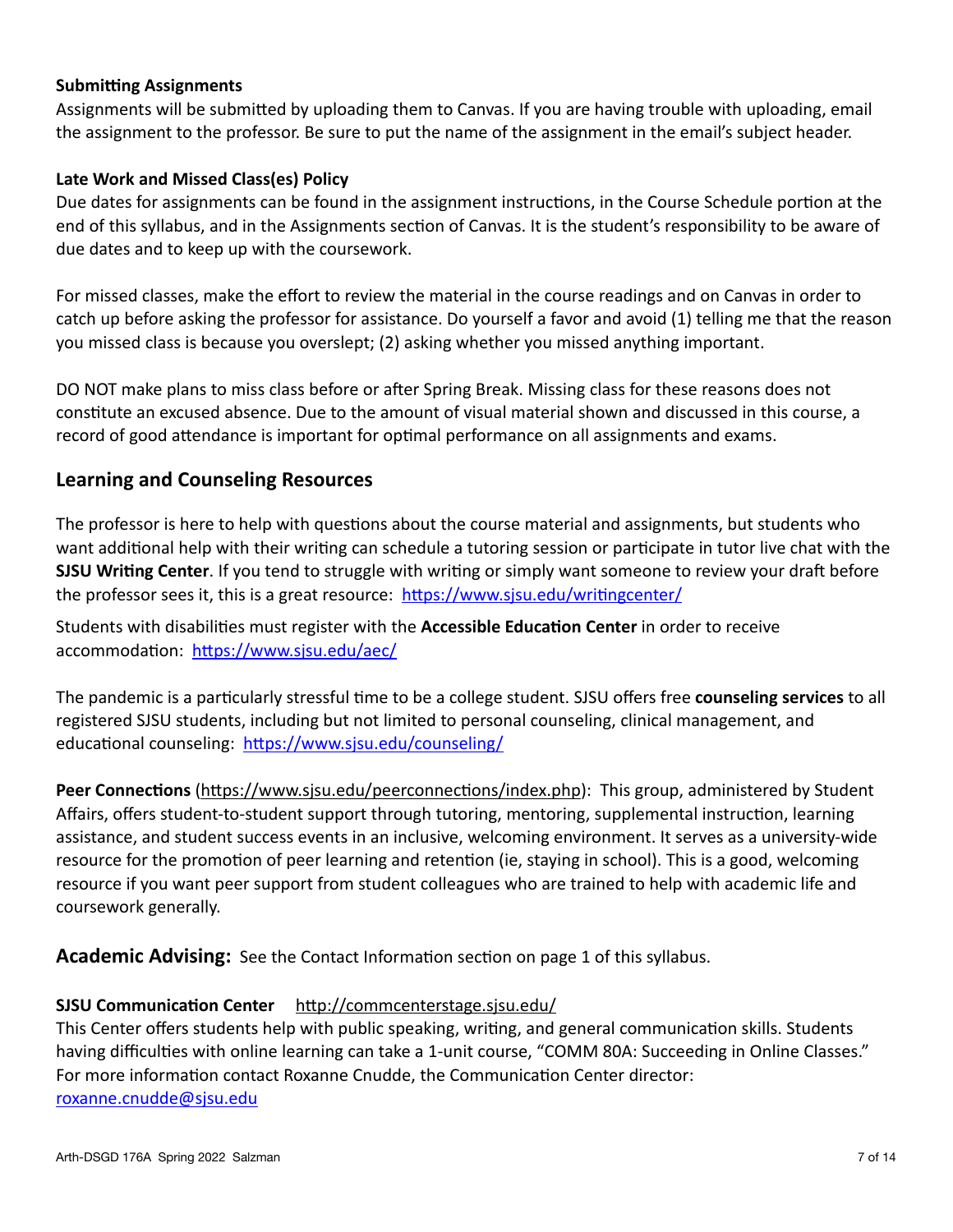**Submitting Assignments**

Assignments will be submitted by uploading them to Canvas. If you are having trouble with uploading, email the assignment to the professor. Be sure to put the name of the assignment in the email's subject header.

**Late Work and Missed Class(es) Policy**

Due dates for assignments can be found in the assignment instructions, in the Course Schedule portion at the end of this syllabus, and in the Assignments section of Canvas. It is the student's responsibility to be aware of due dates and to keep up with the coursework.

For missed classes, make the effort to review the material in the course readings and on Canvas in order to catch up before asking the professor for assistance. Do yourself a favor and avoid (1) telling me that the reason you missed class is because you overslept; (2) asking whether you missed anything important.

DO NOT make plans to miss class before or after Spring Break. Missing class for these reasons does not constitute an excused absence. Due to the amount of visual material shown and discussed in this course, a record of good attendance is important for optimal performance on all assignments and exams.

## Learning and Counseling Resources

The professor is here to help with questions about the course material and assignments, but students who want additional help with their writing can schedule a tutoring session or participate in tutor live chat with the **SJSU Writing Center**. If you tend to struggle with writing or simply want someone to review your draft before the professor sees it, this is a great resource: https://www.sjsu.edu/writingcenter/

Students with disabilities must register with the **Accessible Education Center** in order to receive accommodation: https://www.sjsu.edu/aec/

The pandemic is a particularly stressful time to be a college student. SJSU offers free **counseling services** to all registered SJSU students, including but not limited to personal counseling, clinical management, and educational counseling: https://www.sjsu.edu/counseling/

**Peer Connections** (https://www.sjsu.edu/peerconnections/index.php): This group, administered by Student Affairs, offers student-to-student support through tutoring, mentoring, supplemental instruction, learning assistance, and student success events in an inclusive, welcoming environment. It serves as a university-wide resource for the promotion of peer learning and retention (ie, staying in school). This is a good, welcoming resource if you want peer support from student colleagues who are trained to help with academic life and coursework generally.

## Academic Advising:

See the Contact Information section on page 1 of this syllabus.

**SJSU Communication Center** http://commcenterstage.sjsu.edu/

This Center offers students help with public speaking, writing, and general communication skills. Students having difficulties with online learning can take a 1-unit course, "COMM 80A: Succeeding in Online Classes." For more information contact Roxanne Cnudde, the Communication Center director: roxanne.cnudde@sjsu.edu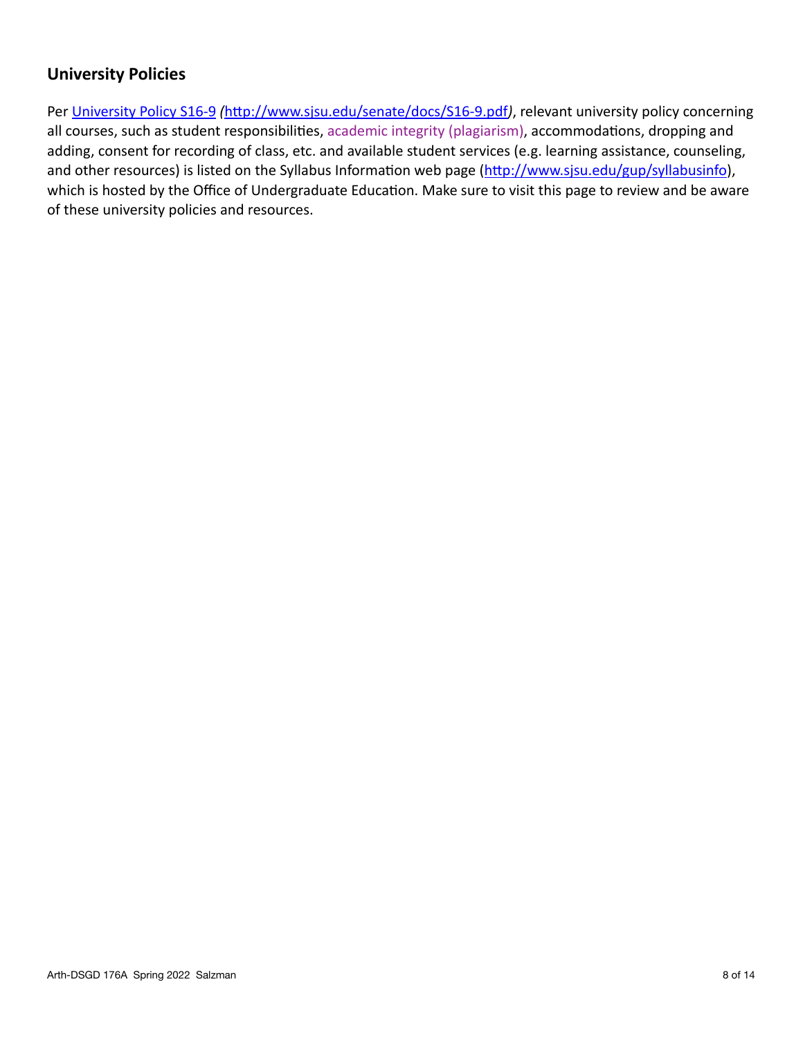## University Policies

Per [University Policy S16-9](http://www.sjsu.edu/senate/docs/S16-9.pdf) *(*[http://www.sjsu.edu/senate/docs/S16-9.pdf](http://www.sjsu.edu/senate/docs/S16-9.pdf)*)*, relevant university policy concerning all courses, such as student responsibilities, academic integrity (plagiarism), accommodations, dropping and adding, consent for recording of class, etc. and available student services (e.g. learning assistance, counseling, and other resources) is listed on the Syllabus Information web page ([http://www.sjsu.edu/gup/syllabusinfo](http://www.sjsu.edu/gup/syllabusinfo)), which is hosted by the Office of Undergraduate Education. Make sure to visit this page to review and be aware of these university policies and resources.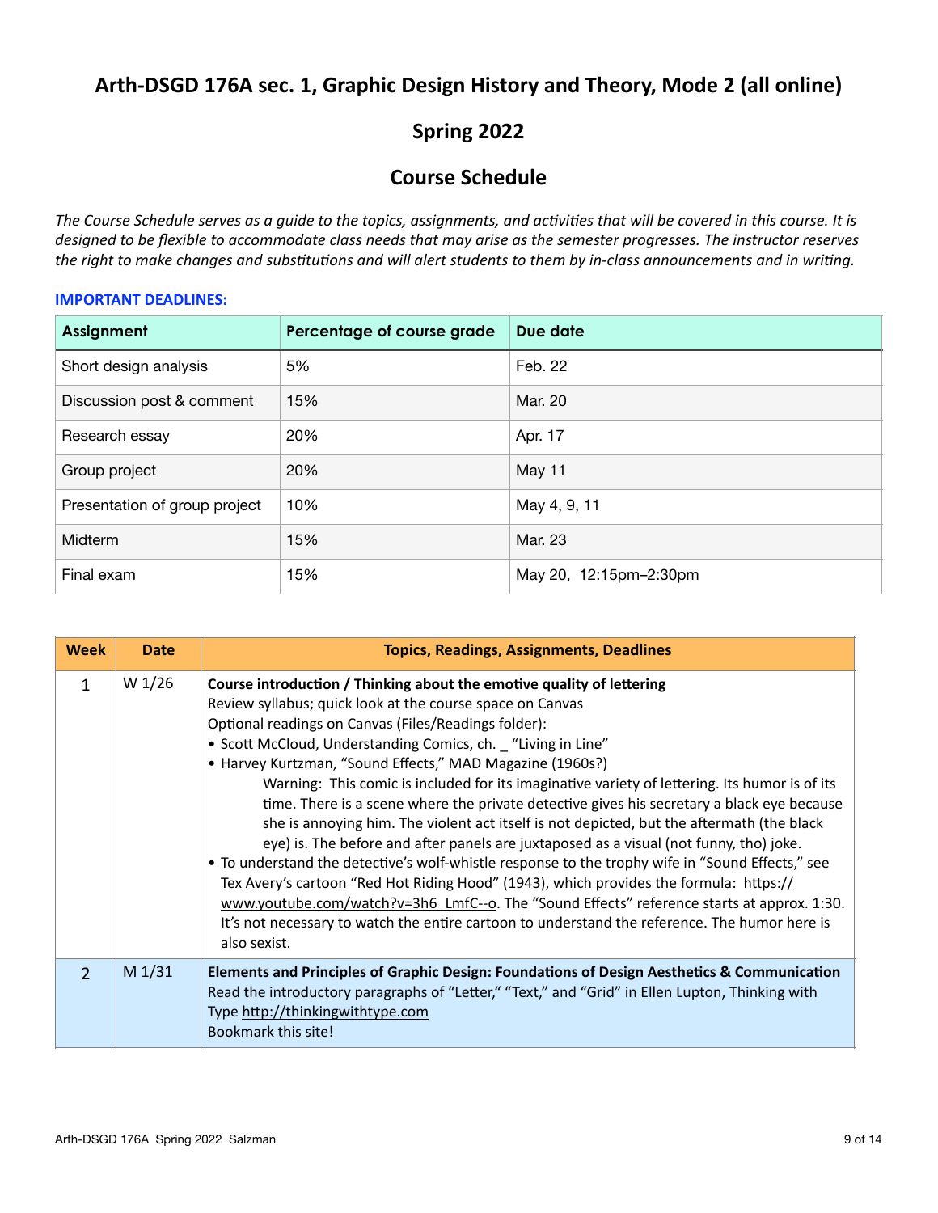# Arth-DSGD 176A sec. 1, Graphic Design History and Theory, Mode 2 (all online)

## Spring 2022

## Course Schedule

*The Course Schedule serves as a guide to the topics, assignments, and activities that will be covered in this course. It is designed to be flexible to accommodate class needs that may arise as the semester progresses. The instructor reserves the right to make changes and substitutions and will alert students to them by in-class announcements and in writing.*

**IMPORTANT DEADLINES:**

| Assignment | Percentage of course grade | Due date |
| --- | --- | --- |
| Short design analysis | 5% | Feb. 22 |
| Discussion post & comment | 15% | Mar. 20 |
| Research essay | 20% | Apr. 17 |
| Group project | 20% | May 11 |
| Presentation of group project | 10% | May 4, 9, 11 |
| Midterm | 15% | Mar. 23 |
| Final exam | 15% | May 20, 12:15pm–2:30pm |

| Week | Date | Topics, Readings, Assignments, Deadlines |
| --- | --- | --- |
| 1 | W 1/26 | **Course introduction / Thinking about the emotive quality of lettering**<br>Review syllabus; quick look at the course space on Canvas<br>Optional readings on Canvas (Files/Readings folder):<br>• Scott McCloud, Understanding Comics, ch. _ "Living in Line"<br>• Harvey Kurtzman, "Sound Effects," MAD Magazine (1960s?)<br>Warning: This comic is included for its imaginative variety of lettering. Its humor is of its time. There is a scene where the private detective gives his secretary a black eye because she is annoying him. The violent act itself is not depicted, but the aftermath (the black eye) is. The before and after panels are juxtaposed as a visual (not funny, tho) joke.<br>• To understand the detective's wolf-whistle response to the trophy wife in "Sound Effects," see Tex Avery's cartoon "Red Hot Riding Hood" (1943), which provides the formula: https://www.youtube.com/watch?v=3h6_LmfC--o. The "Sound Effects" reference starts at approx. 1:30. It's not necessary to watch the entire cartoon to understand the reference. The humor here is also sexist. |
| 2 | M 1/31 | **Elements and Principles of Graphic Design: Foundations of Design Aesthetics & Communication**<br>Read the introductory paragraphs of "Letter," "Text," and "Grid" in Ellen Lupton, Thinking with Type http://thinkingwithtype.com<br>Bookmark this site! |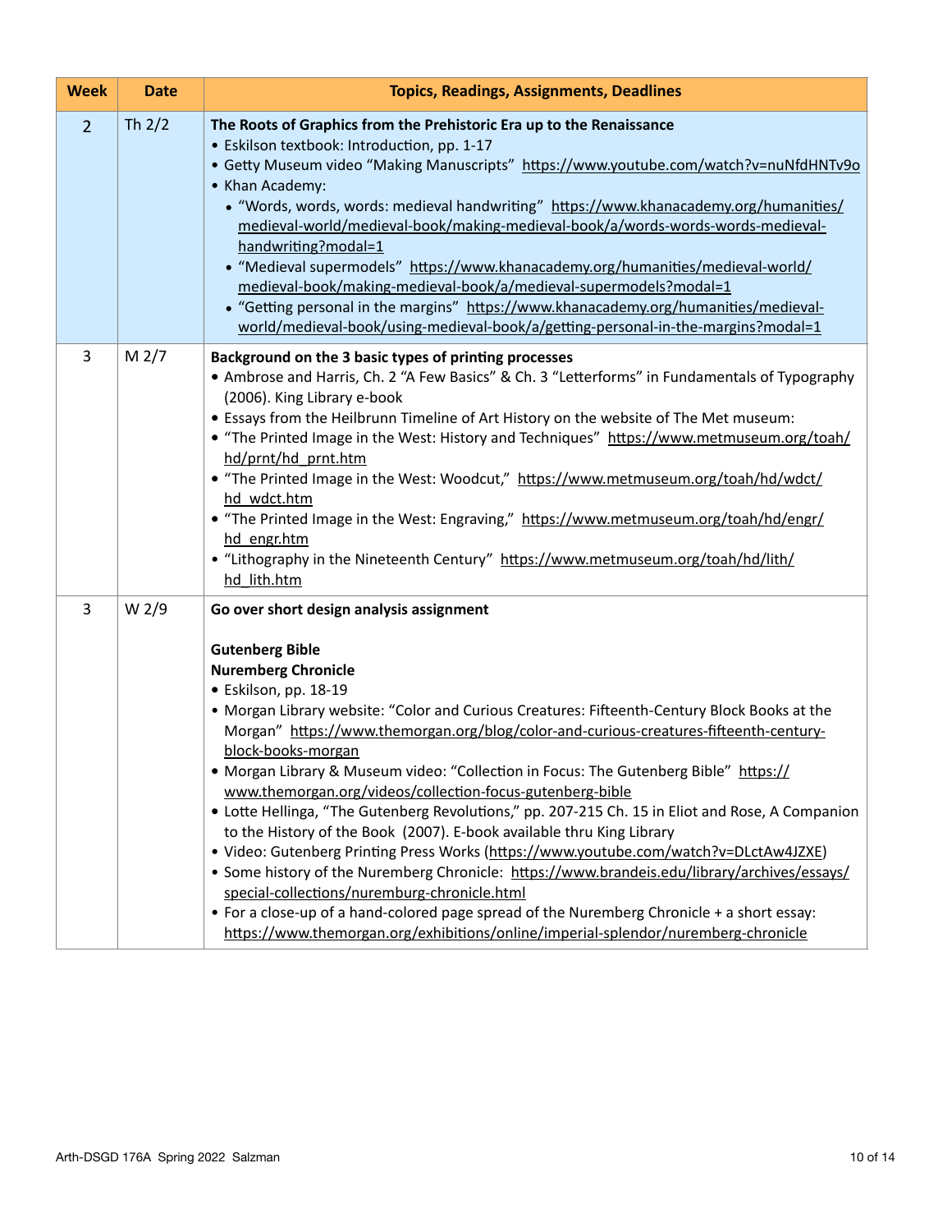| Week | Date | Topics, Readings, Assignments, Deadlines |
|---|---|---|
| 2 | Th 2/2 | **The Roots of Graphics from the Prehistoric Era up to the Renaissance**<br>• Eskilson textbook: Introduction, pp. 1-17<br>• Getty Museum video "Making Manuscripts" https://www.youtube.com/watch?v=nuNfdHNTv9o<br>• Khan Academy:<br>  • "Words, words, words: medieval handwriting" https://www.khanacademy.org/humanities/medieval-world/medieval-book/making-medieval-book/a/words-words-words-medieval-handwriting?modal=1<br>  • "Medieval supermodels" https://www.khanacademy.org/humanities/medieval-world/medieval-book/making-medieval-book/a/medieval-supermodels?modal=1<br>  • "Getting personal in the margins" https://www.khanacademy.org/humanities/medieval-world/medieval-book/using-medieval-book/a/getting-personal-in-the-margins?modal=1 |
| 3 | M 2/7 | **Background on the 3 basic types of printing processes**<br>• Ambrose and Harris, Ch. 2 "A Few Basics" & Ch. 3 "Letterforms" in Fundamentals of Typography (2006). King Library e-book<br>• Essays from the Heilbrunn Timeline of Art History on the website of The Met museum:<br>• "The Printed Image in the West: History and Techniques" https://www.metmuseum.org/toah/hd/prnt/hd_prnt.htm<br>• "The Printed Image in the West: Woodcut," https://www.metmuseum.org/toah/hd/wdct/hd_wdct.htm<br>• "The Printed Image in the West: Engraving," https://www.metmuseum.org/toah/hd/engr/hd_engr.htm<br>• "Lithography in the Nineteenth Century" https://www.metmuseum.org/toah/hd/lith/hd_lith.htm |
| 3 | W 2/9 | **Go over short design analysis assignment**<br><br>**Gutenberg Bible**<br>**Nuremberg Chronicle**<br>• Eskilson, pp. 18-19<br>• Morgan Library website: "Color and Curious Creatures: Fifteenth-Century Block Books at the Morgan" https://www.themorgan.org/blog/color-and-curious-creatures-fifteenth-century-block-books-morgan<br>• Morgan Library & Museum video: "Collection in Focus: The Gutenberg Bible" https://www.themorgan.org/videos/collection-focus-gutenberg-bible<br>• Lotte Hellinga, "The Gutenberg Revolutions," pp. 207-215 Ch. 15 in Eliot and Rose, A Companion to the History of the Book (2007). E-book available thru King Library<br>• Video: Gutenberg Printing Press Works (https://www.youtube.com/watch?v=DLctAw4JZXE)<br>• Some history of the Nuremberg Chronicle: https://www.brandeis.edu/library/archives/essays/special-collections/nuremburg-chronicle.html<br>• For a close-up of a hand-colored page spread of the Nuremberg Chronicle + a short essay: https://www.themorgan.org/exhibitions/online/imperial-splendor/nuremberg-chronicle |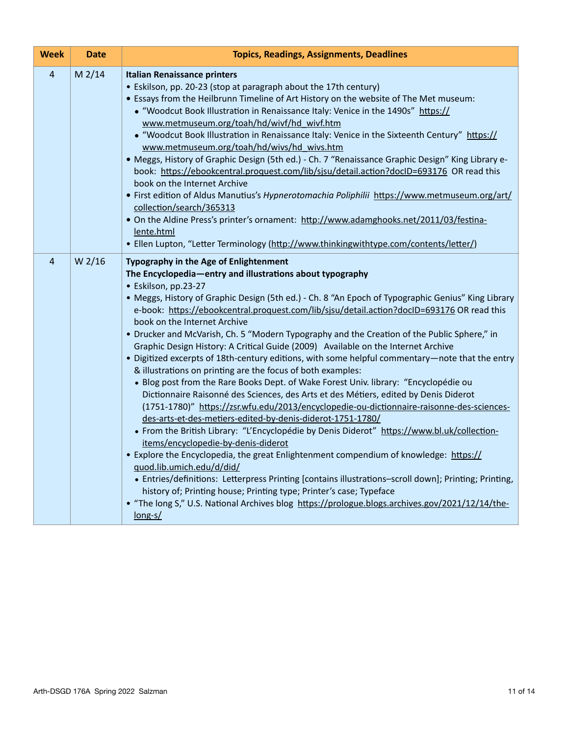| Week | Date | Topics, Readings, Assignments, Deadlines |
|---|---|---|
| 4 | M 2/14 | **Italian Renaissance printers**<br>• Eskilson, pp. 20-23 (stop at paragraph about the 17th century)<br>• Essays from the Heilbrunn Timeline of Art History on the website of The Met museum:<br>  • "Woodcut Book Illustration in Renaissance Italy: Venice in the 1490s" https://www.metmuseum.org/toah/hd/wivf/hd_wivf.htm<br>  • "Woodcut Book Illustration in Renaissance Italy: Venice in the Sixteenth Century" https://www.metmuseum.org/toah/hd/wivs/hd_wivs.htm<br>• Meggs, History of Graphic Design (5th ed.) - Ch. 7 "Renaissance Graphic Design" King Library e-book: https://ebookcentral.proquest.com/lib/sjsu/detail.action?docID=693176 OR read this book on the Internet Archive<br>• First edition of Aldus Manutius's *Hypnerotomachia Poliphilii* https://www.metmuseum.org/art/collection/search/365313<br>• On the Aldine Press's printer's ornament: http://www.adamghooks.net/2011/03/festina-lente.html<br>• Ellen Lupton, "Letter Terminology (http://www.thinkingwithtype.com/contents/letter/) |
| 4 | W 2/16 | **Typography in the Age of Enlightenment**<br>**The Encyclopedia—entry and illustrations about typography**<br>• Eskilson, pp.23-27<br>• Meggs, History of Graphic Design (5th ed.) - Ch. 8 "An Epoch of Typographic Genius" King Library e-book: https://ebookcentral.proquest.com/lib/sjsu/detail.action?docID=693176 OR read this book on the Internet Archive<br>• Drucker and McVarish, Ch. 5 "Modern Typography and the Creation of the Public Sphere," in Graphic Design History: A Critical Guide (2009) Available on the Internet Archive<br>• Digitized excerpts of 18th-century editions, with some helpful commentary—note that the entry & illustrations on printing are the focus of both examples:<br>  • Blog post from the Rare Books Dept. of Wake Forest Univ. library: "Encyclopédie ou Dictionnaire Raisonné des Sciences, des Arts et des Métiers, edited by Denis Diderot (1751-1780)" https://zsr.wfu.edu/2013/encyclopedie-ou-dictionnaire-raisonne-des-sciences-des-arts-et-des-metiers-edited-by-denis-diderot-1751-1780/<br>  • From the British Library: "L'Encyclopédie by Denis Diderot" https://www.bl.uk/collection-items/encyclopedie-by-denis-diderot<br>• Explore the Encyclopedia, the great Enlightenment compendium of knowledge: https://quod.lib.umich.edu/d/did/<br>  • Entries/definitions: Letterpress Printing [contains illustrations–scroll down]; Printing; Printing, history of; Printing house; Printing type; Printer's case; Typeface<br>• "The long S," U.S. National Archives blog https://prologue.blogs.archives.gov/2021/12/14/the-long-s/ |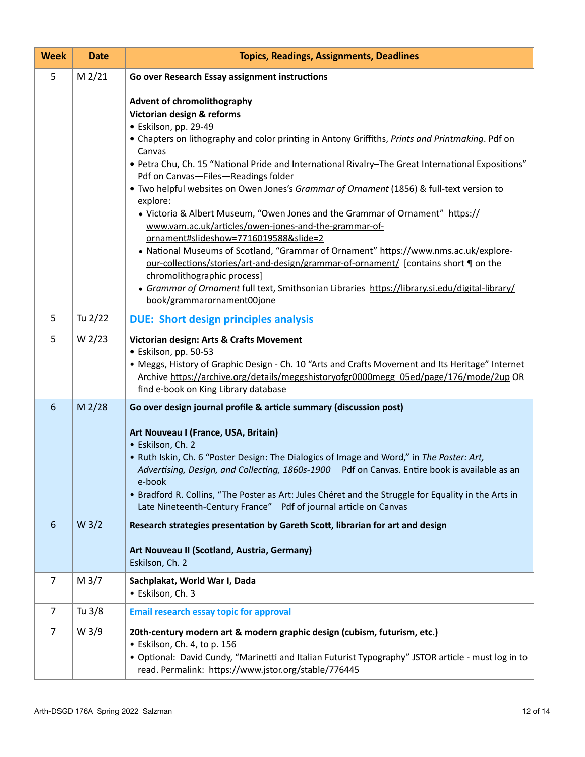| Week | Date | Topics, Readings, Assignments, Deadlines |
|---|---|---|
| 5 | M 2/21 | **Go over Research Essay assignment instructions**<br><br>**Advent of chromolithography**<br>**Victorian design & reforms**<br>• Eskilson, pp. 29-49<br>• Chapters on lithography and color printing in Antony Griffiths, *Prints and Printmaking*. Pdf on Canvas<br>• Petra Chu, Ch. 15 "National Pride and International Rivalry–The Great International Expositions" Pdf on Canvas—Files—Readings folder<br>• Two helpful websites on Owen Jones's *Grammar of Ornament* (1856) & full-text version to explore:<br>  • Victoria & Albert Museum, "Owen Jones and the Grammar of Ornament" https://www.vam.ac.uk/articles/owen-jones-and-the-grammar-of-ornament#slideshow=7716019588&slide=2<br>  • National Museums of Scotland, "Grammar of Ornament" https://www.nms.ac.uk/explore-our-collections/stories/art-and-design/grammar-of-ornament/ [contains short ¶ on the chromolithographic process]<br>  • *Grammar of Ornament* full text, Smithsonian Libraries https://library.si.edu/digital-library/book/grammarornament00jone |
| 5 | Tu 2/22 | **DUE: Short design principles analysis** |
| 5 | W 2/23 | **Victorian design: Arts & Crafts Movement**<br>• Eskilson, pp. 50-53<br>• Meggs, History of Graphic Design - Ch. 10 "Arts and Crafts Movement and Its Heritage" Internet Archive https://archive.org/details/meggshistoryofgr0000megg_05ed/page/176/mode/2up OR find e-book on King Library database |
| 6 | M 2/28 | **Go over design journal profile & article summary (discussion post)**<br><br>**Art Nouveau I (France, USA, Britain)**<br>• Eskilson, Ch. 2<br>• Ruth Iskin, Ch. 6 "Poster Design: The Dialogics of Image and Word," in *The Poster: Art, Advertising, Design, and Collecting, 1860s-1900* Pdf on Canvas. Entire book is available as an e-book<br>• Bradford R. Collins, "The Poster as Art: Jules Chéret and the Struggle for Equality in the Arts in Late Nineteenth-Century France" Pdf of journal article on Canvas |
| 6 | W 3/2 | **Research strategies presentation by Gareth Scott, librarian for art and design**<br><br>**Art Nouveau II (Scotland, Austria, Germany)**<br>Eskilson, Ch. 2 |
| 7 | M 3/7 | **Sachplakat, World War I, Dada**<br>• Eskilson, Ch. 3 |
| 7 | Tu 3/8 | **Email research essay topic for approval** |
| 7 | W 3/9 | **20th-century modern art & modern graphic design (cubism, futurism, etc.)**<br>• Eskilson, Ch. 4, to p. 156<br>• Optional: David Cundy, "Marinetti and Italian Futurist Typography" JSTOR article - must log in to read. Permalink: https://www.jstor.org/stable/776445 |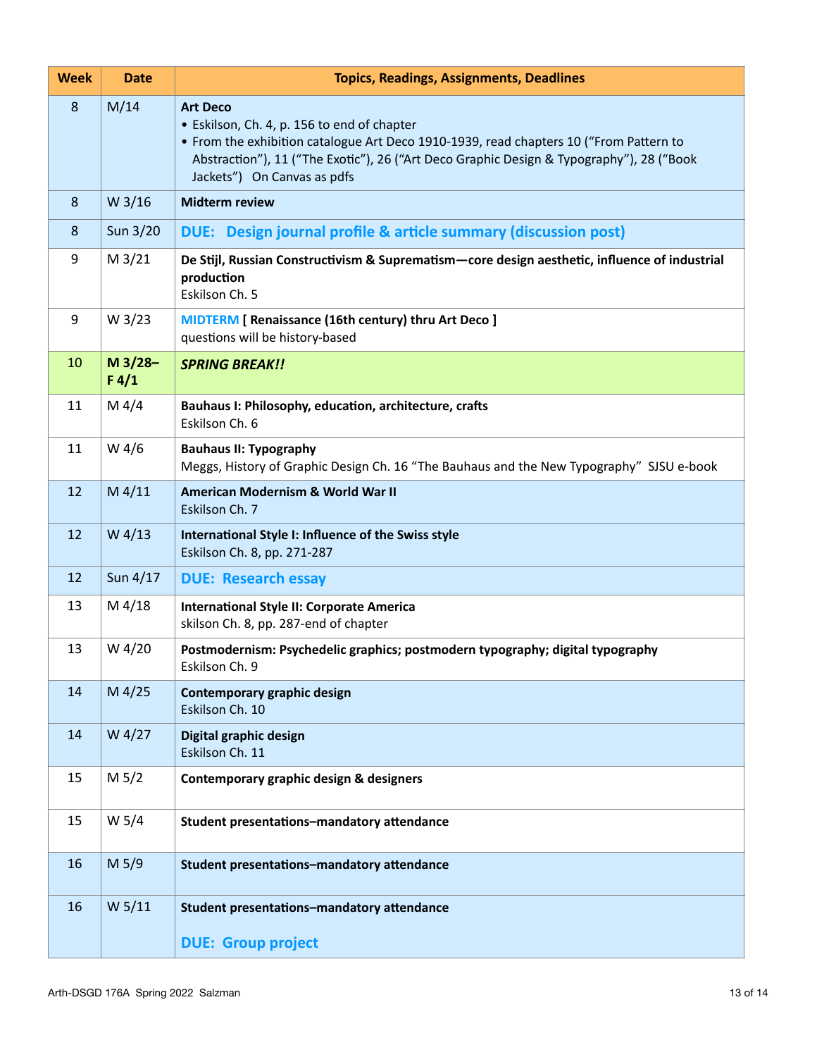| Week | Date | Topics, Readings, Assignments, Deadlines |
|---|---|---|
| 8 | M/14 | **Art Deco**<br>• Eskilson, Ch. 4, p. 156 to end of chapter<br>• From the exhibition catalogue Art Deco 1910-1939, read chapters 10 ("From Pattern to Abstraction"), 11 ("The Exotic"), 26 ("Art Deco Graphic Design & Typography"), 28 ("Book Jackets")  On Canvas as pdfs |
| 8 | W 3/16 | **Midterm review** |
| 8 | Sun 3/20 | **DUE: Design journal profile & article summary (discussion post)** |
| 9 | M 3/21 | **De Stijl, Russian Constructivism & Suprematism—core design aesthetic, influence of industrial production**<br>Eskilson Ch. 5 |
| 9 | W 3/23 | **MIDTERM [ Renaissance (16th century) thru Art Deco ]**<br>questions will be history-based |
| 10 | **M 3/28–F 4/1** | ***SPRING BREAK!!*** |
| 11 | M 4/4 | **Bauhaus I: Philosophy, education, architecture, crafts**<br>Eskilson Ch. 6 |
| 11 | W 4/6 | **Bauhaus II: Typography**<br>Meggs, History of Graphic Design Ch. 16 "The Bauhaus and the New Typography"  SJSU e-book |
| 12 | M 4/11 | **American Modernism & World War II**<br>Eskilson Ch. 7 |
| 12 | W 4/13 | **International Style I: Influence of the Swiss style**<br>Eskilson Ch. 8, pp. 271-287 |
| 12 | Sun 4/17 | **DUE: Research essay** |
| 13 | M 4/18 | **International Style II: Corporate America**<br>skilson Ch. 8, pp. 287-end of chapter |
| 13 | W 4/20 | **Postmodernism: Psychedelic graphics; postmodern typography; digital typography**<br>Eskilson Ch. 9 |
| 14 | M 4/25 | **Contemporary graphic design**<br>Eskilson Ch. 10 |
| 14 | W 4/27 | **Digital graphic design**<br>Eskilson Ch. 11 |
| 15 | M 5/2 | **Contemporary graphic design & designers** |
| 15 | W 5/4 | **Student presentations–mandatory attendance** |
| 16 | M 5/9 | **Student presentations–mandatory attendance** |
| 16 | W 5/11 | **Student presentations–mandatory attendance**<br><br>**DUE: Group project** |

Arth-DSGD 176A Spring 2022 Salzman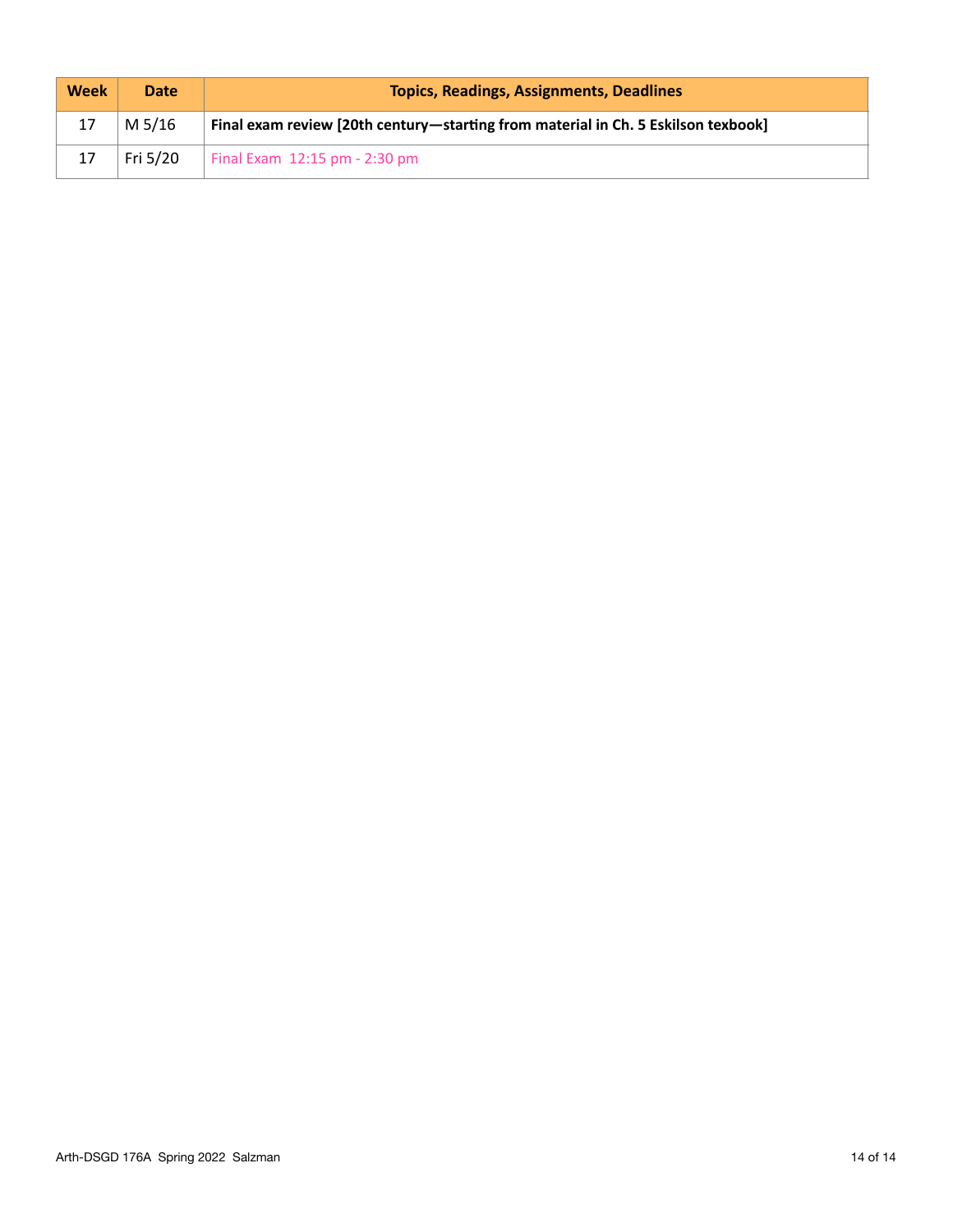| Week | Date | Topics, Readings, Assignments, Deadlines |
|---|---|---|
| 17 | M 5/16 | **Final exam review [20th century—starting from material in Ch. 5 Eskilson texbook]** |
| 17 | Fri 5/20 | Final Exam 12:15 pm - 2:30 pm |